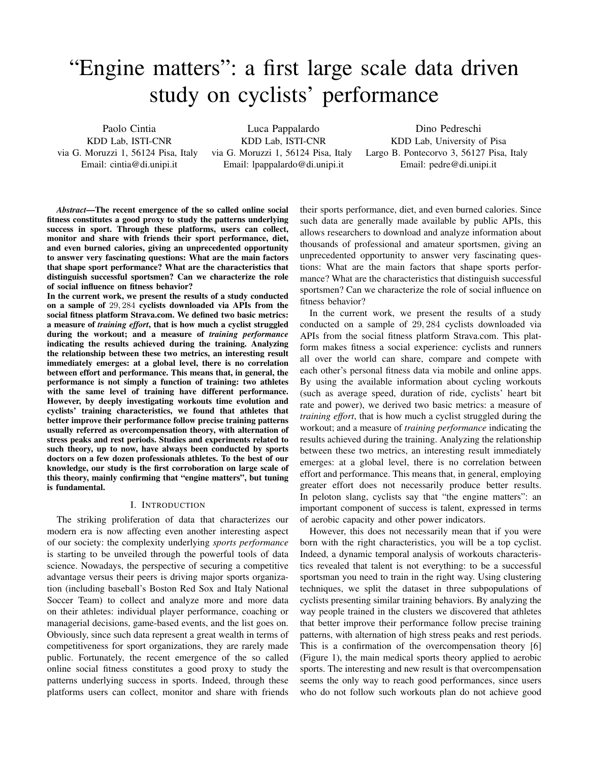# "Engine matters": a first large scale data driven study on cyclists' performance

Paolo Cintia
KDD Lab, ISTI-CNR
via G. Moruzzi 1, 56124 Pisa, Italy
Email: cintia@di.unipi.it

Luca Pappalardo
KDD Lab, ISTI-CNR
via G. Moruzzi 1, 56124 Pisa, Italy
Email: lpappalardo@di.unipi.it

Dino Pedreschi
KDD Lab, University of Pisa
Largo B. Pontecorvo 3, 56127 Pisa, Italy
Email: pedre@di.unipi.it

***Abstract*—The recent emergence of the so called online social fitness constitutes a good proxy to study the patterns underlying success in sport. Through these platforms, users can collect, monitor and share with friends their sport performance, diet, and even burned calories, giving an unprecedented opportunity to answer very fascinating questions: What are the main factors that shape sport performance? What are the characteristics that distinguish successful sportsmen? Can we characterize the role of social influence on fitness behavior?**

**In the current work, we present the results of a study conducted on a sample of $29,284$ cyclists downloaded via APIs from the social fitness platform Strava.com. We defined two basic metrics: a measure of *training effort*, that is how much a cyclist struggled during the workout; and a measure of *training performance* indicating the results achieved during the training. Analyzing the relationship between these two metrics, an interesting result immediately emerges: at a global level, there is no correlation between effort and performance. This means that, in general, the performance is not simply a function of training: two athletes with the same level of training have different performance. However, by deeply investigating workouts time evolution and cyclists' training characteristics, we found that athletes that better improve their performance follow precise training patterns usually referred as overcompensation theory, with alternation of stress peaks and rest periods. Studies and experiments related to such theory, up to now, have always been conducted by sports doctors on a few dozen professionals athletes. To the best of our knowledge, our study is the first corroboration on large scale of this theory, mainly confirming that "engine matters", but tuning is fundamental.**

## I. Introduction

The striking proliferation of data that characterizes our modern era is now affecting even another interesting aspect of our society: the complexity underlying *sports performance* is starting to be unveiled through the powerful tools of data science. Nowadays, the perspective of securing a competitive advantage versus their peers is driving major sports organization (including baseball's Boston Red Sox and Italy National Soccer Team) to collect and analyze more and more data on their athletes: individual player performance, coaching or managerial decisions, game-based events, and the list goes on. Obviously, since such data represent a great wealth in terms of competitiveness for sport organizations, they are rarely made public. Fortunately, the recent emergence of the so called online social fitness constitutes a good proxy to study the patterns underlying success in sports. Indeed, through these platforms users can collect, monitor and share with friends their sports performance, diet, and even burned calories. Since such data are generally made available by public APIs, this allows researchers to download and analyze information about thousands of professional and amateur sportsmen, giving an unprecedented opportunity to answer very fascinating questions: What are the main factors that shape sports performance? What are the characteristics that distinguish successful sportsmen? Can we characterize the role of social influence on fitness behavior?

In the current work, we present the results of a study conducted on a sample of $29,284$ cyclists downloaded via APIs from the social fitness platform Strava.com. This platform makes fitness a social experience: cyclists and runners all over the world can share, compare and compete with each other's personal fitness data via mobile and online apps. By using the available information about cycling workouts (such as average speed, duration of ride, cyclists' heart bit rate and power), we derived two basic metrics: a measure of *training effort*, that is how much a cyclist struggled during the workout; and a measure of *training performance* indicating the results achieved during the training. Analyzing the relationship between these two metrics, an interesting result immediately emerges: at a global level, there is no correlation between effort and performance. This means that, in general, employing greater effort does not necessarily produce better results. In peloton slang, cyclists say that "the engine matters": an important component of success is talent, expressed in terms of aerobic capacity and other power indicators.

However, this does not necessarily mean that if you were born with the right characteristics, you will be a top cyclist. Indeed, a dynamic temporal analysis of workouts characteristics revealed that talent is not everything: to be a successful sportsman you need to train in the right way. Using clustering techniques, we split the dataset in three subpopulations of cyclists presenting similar training behaviors. By analyzing the way people trained in the clusters we discovered that athletes that better improve their performance follow precise training patterns, with alternation of high stress peaks and rest periods. This is a confirmation of the overcompensation theory [6] (Figure 1), the main medical sports theory applied to aerobic sports. The interesting and new result is that overcompensation seems the only way to reach good performances, since users who do not follow such workouts plan do not achieve good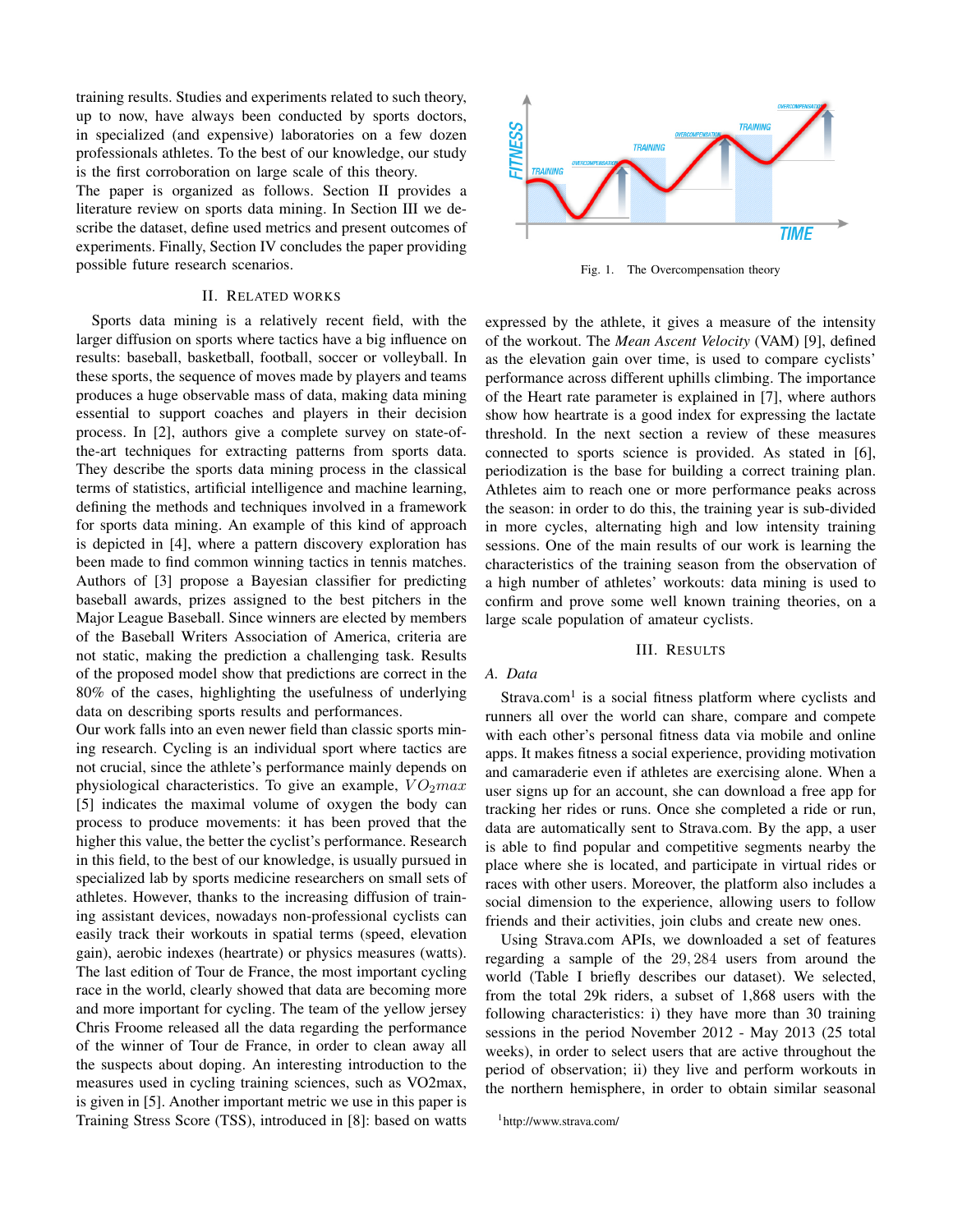training results. Studies and experiments related to such theory, up to now, have always been conducted by sports doctors, in specialized (and expensive) laboratories on a few dozen professionals athletes. To the best of our knowledge, our study is the first corroboration on large scale of this theory.

The paper is organized as follows. Section II provides a literature review on sports data mining. In Section III we describe the dataset, define used metrics and present outcomes of experiments. Finally, Section IV concludes the paper providing possible future research scenarios.

## II. Related works

Sports data mining is a relatively recent field, with the larger diffusion on sports where tactics have a big influence on results: baseball, basketball, football, soccer or volleyball. In these sports, the sequence of moves made by players and teams produces a huge observable mass of data, making data mining essential to support coaches and players in their decision process. In [2], authors give a complete survey on state-of-the-art techniques for extracting patterns from sports data. They describe the sports data mining process in the classical terms of statistics, artificial intelligence and machine learning, defining the methods and techniques involved in a framework for sports data mining. An example of this kind of approach is depicted in [4], where a pattern discovery exploration has been made to find common winning tactics in tennis matches. Authors of [3] propose a Bayesian classifier for predicting baseball awards, prizes assigned to the best pitchers in the Major League Baseball. Since winners are elected by members of the Baseball Writers Association of America, criteria are not static, making the prediction a challenging task. Results of the proposed model show that predictions are correct in the 80% of the cases, highlighting the usefulness of underlying data on describing sports results and performances.

Our work falls into an even newer field than classic sports mining research. Cycling is an individual sport where tactics are not crucial, since the athlete's performance mainly depends on physiological characteristics. To give an example, $VO_2max$ [5] indicates the maximal volume of oxygen the body can process to produce movements: it has been proved that the higher this value, the better the cyclist's performance. Research in this field, to the best of our knowledge, is usually pursued in specialized lab by sports medicine researchers on small sets of athletes. However, thanks to the increasing diffusion of training assistant devices, nowadays non-professional cyclists can easily track their workouts in spatial terms (speed, elevation gain), aerobic indexes (heartrate) or physics measures (watts). The last edition of Tour de France, the most important cycling race in the world, clearly showed that data are becoming more and more important for cycling. The team of the yellow jersey Chris Froome released all the data regarding the performance of the winner of Tour de France, in order to clean away all the suspects about doping. An interesting introduction to the measures used in cycling training sciences, such as VO2max, is given in [5]. Another important metric we use in this paper is Training Stress Score (TSS), introduced in [8]: based on watts expressed by the athlete, it gives a measure of the intensity of the workout. The *Mean Ascent Velocity* (VAM) [9], defined as the elevation gain over time, is used to compare cyclists' performance across different uphills climbing. The importance of the Heart rate parameter is explained in [7], where authors show how heartrate is a good index for expressing the lactate threshold. In the next section a review of these measures connected to sports science is provided. As stated in [6], periodization is the base for building a correct training plan. Athletes aim to reach one or more performance peaks across the season: in order to do this, the training year is sub-divided in more cycles, alternating high and low intensity training sessions. One of the main results of our work is learning the characteristics of the training season from the observation of a high number of athletes' workouts: data mining is used to confirm and prove some well known training theories, on a large scale population of amateur cyclists.

Fig. 1. The Overcompensation theory

## III. Results

### A. Data

Strava.com[1] is a social fitness platform where cyclists and runners all over the world can share, compare and compete with each other's personal fitness data via mobile and online apps. It makes fitness a social experience, providing motivation and camaraderie even if athletes are exercising alone. When a user signs up for an account, she can download a free app for tracking her rides or runs. Once she completed a ride or run, data are automatically sent to Strava.com. By the app, a user is able to find popular and competitive segments nearby the place where she is located, and participate in virtual rides or races with other users. Moreover, the platform also includes a social dimension to the experience, allowing users to follow friends and their activities, join clubs and create new ones.

Using Strava.com APIs, we downloaded a set of features regarding a sample of the $29,284$ users from around the world (Table I briefly describes our dataset). We selected, from the total 29k riders, a subset of $1,868$ users with the following characteristics: i) they have more than 30 training sessions in the period November 2012 - May 2013 (25 total weeks), in order to select users that are active throughout the period of observation; ii) they live and perform workouts in the northern hemisphere, in order to obtain similar seasonal

[1] http://www.strava.com/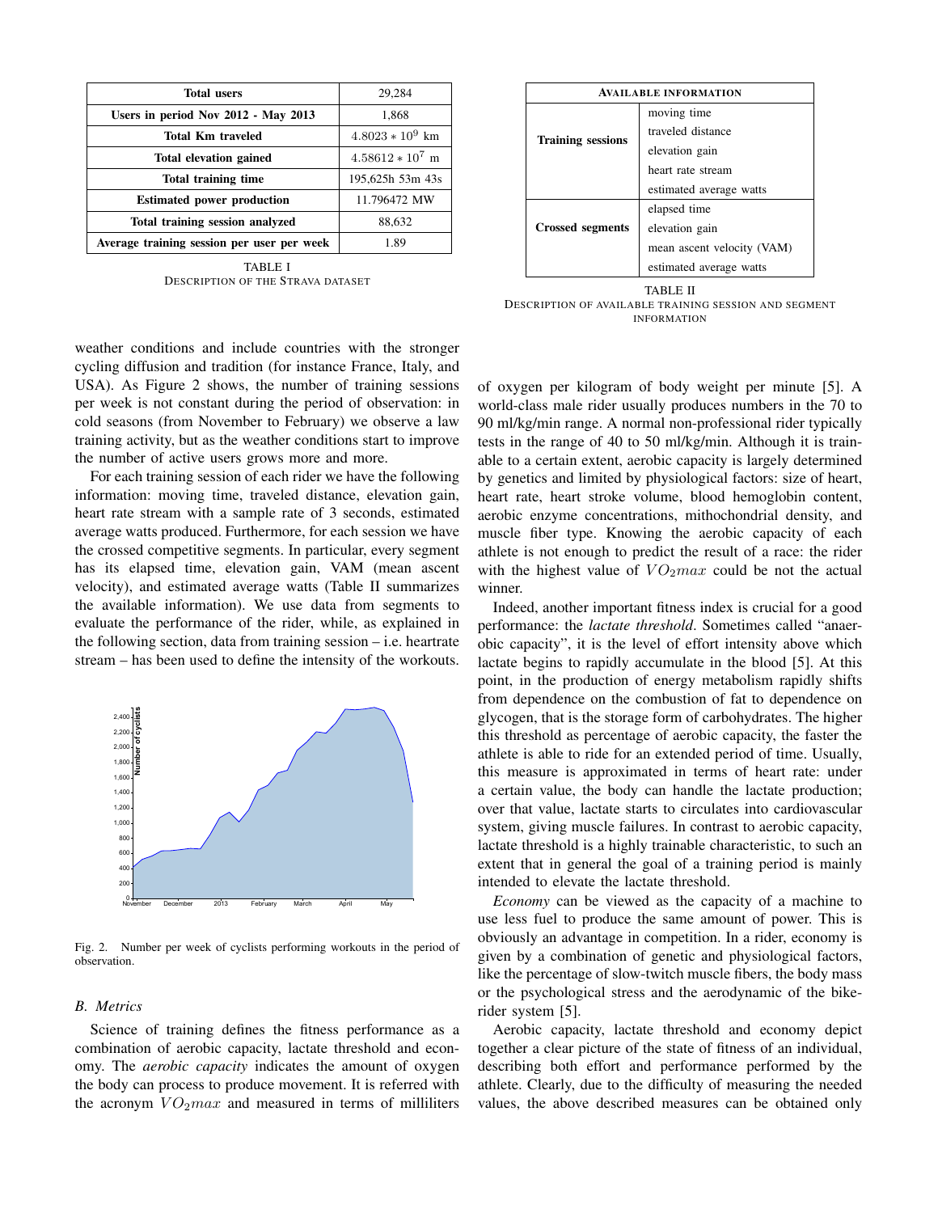| Total users | 29,284 |
|---|---|
| Users in period Nov 2012 - May 2013 | 1,868 |
| Total Km traveled | $4.8023 * 10^9$ km |
| Total elevation gained | $4.58612 * 10^7$ m |
| Total training time | 195,625h 53m 43s |
| Estimated power production | 11.796472 MW |
| Total training session analyzed | 88,632 |
| Average training session per user per week | 1.89 |

TABLE I
DESCRIPTION OF THE STRAVA DATASET

| AVAILABLE INFORMATION | |
|---|---|
| Training sessions | moving time |
| | traveled distance |
| | elevation gain |
| | heart rate stream |
| | estimated average watts |
| Crossed segments | elapsed time |
| | elevation gain |
| | mean ascent velocity (VAM) |
| | estimated average watts |

TABLE II
DESCRIPTION OF AVAILABLE TRAINING SESSION AND SEGMENT INFORMATION

weather conditions and include countries with the stronger cycling diffusion and tradition (for instance France, Italy, and USA). As Figure 2 shows, the number of training sessions per week is not constant during the period of observation: in cold seasons (from November to February) we observe a law training activity, but as the weather conditions start to improve the number of active users grows more and more.

For each training session of each rider we have the following information: moving time, traveled distance, elevation gain, heart rate stream with a sample rate of 3 seconds, estimated average watts produced. Furthermore, for each session we have the crossed competitive segments. In particular, every segment has its elapsed time, elevation gain, VAM (mean ascent velocity), and estimated average watts (Table II summarizes the available information). We use data from segments to evaluate the performance of the rider, while, as explained in the following section, data from training session – i.e. heartrate stream – has been used to define the intensity of the workouts.

Fig. 2. Number per week of cyclists performing workouts in the period of observation.

### B. Metrics

Science of training defines the fitness performance as a combination of aerobic capacity, lactate threshold and economy. The *aerobic capacity* indicates the amount of oxygen the body can process to produce movement. It is referred with the acronym $VO_2max$ and measured in terms of milliliters of oxygen per kilogram of body weight per minute [5]. A world-class male rider usually produces numbers in the 70 to 90 ml/kg/min range. A normal non-professional rider typically tests in the range of 40 to 50 ml/kg/min. Although it is trainable to a certain extent, aerobic capacity is largely determined by genetics and limited by physiological factors: size of heart, heart rate, heart stroke volume, blood hemoglobin content, aerobic enzyme concentrations, mithochondrial density, and muscle fiber type. Knowing the aerobic capacity of each athlete is not enough to predict the result of a race: the rider with the highest value of $VO_2max$ could be not the actual winner.

Indeed, another important fitness index is crucial for a good performance: the *lactate threshold*. Sometimes called "anaerobic capacity", it is the level of effort intensity above which lactate begins to rapidly accumulate in the blood [5]. At this point, in the production of energy metabolism rapidly shifts from dependence on the combustion of fat to dependence on glycogen, that is the storage form of carbohydrates. The higher this threshold as percentage of aerobic capacity, the faster the athlete is able to ride for an extended period of time. Usually, this measure is approximated in terms of heart rate: under a certain value, the body can handle the lactate production; over that value, lactate starts to circulates into cardiovascular system, giving muscle failures. In contrast to aerobic capacity, lactate threshold is a highly trainable characteristic, to such an extent that in general the goal of a training period is mainly intended to elevate the lactate threshold.

*Economy* can be viewed as the capacity of a machine to use less fuel to produce the same amount of power. This is obviously an advantage in competition. In a rider, economy is given by a combination of genetic and physiological factors, like the percentage of slow-twitch muscle fibers, the body mass or the psychological stress and the aerodynamic of the bike-rider system [5].

Aerobic capacity, lactate threshold and economy depict together a clear picture of the state of fitness of an individual, describing both effort and performance performed by the athlete. Clearly, due to the difficulty of measuring the needed values, the above described measures can be obtained only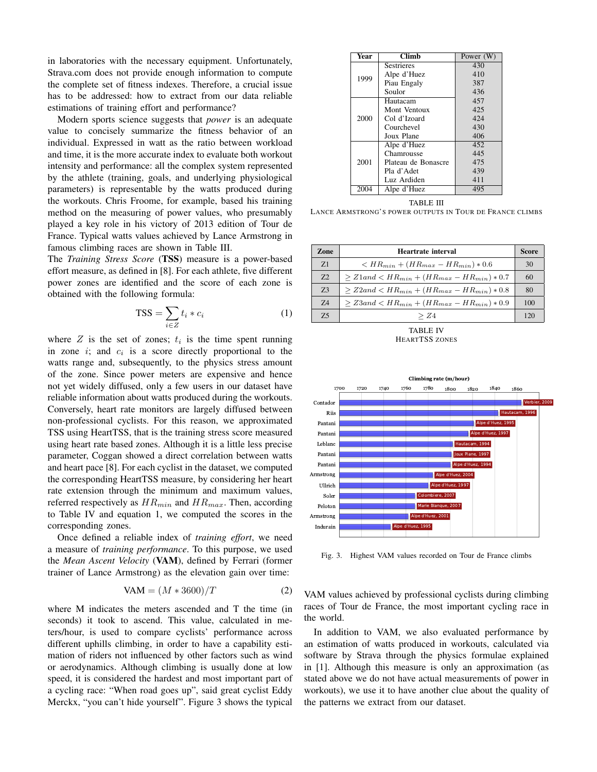in laboratories with the necessary equipment. Unfortunately, Strava.com does not provide enough information to compute the complete set of fitness indexes. Therefore, a crucial issue has to be addressed: how to extract from our data reliable estimations of training effort and performance?

Modern sports science suggests that *power* is an adequate value to concisely summarize the fitness behavior of an individual. Expressed in watt as the ratio between workload and time, it is the more accurate index to evaluate both workout intensity and performance: all the complex system represented by the athlete (training, goals, and underlying physiological parameters) is representable by the watts produced during the workouts. Chris Froome, for example, based his training method on the measuring of power values, who presumably played a key role in his victory of 2013 edition of Tour de France. Typical watts values achieved by Lance Armstrong in famous climbing races are shown in Table III.

The *Training Stress Score* (**TSS**) measure is a power-based effort measure, as defined in [8]. For each athlete, five different power zones are identified and the score of each zone is obtained with the following formula:

$$\text{TSS} = \sum_{i \in Z} t_i * c_i \tag{1}$$

where $Z$ is the set of zones; $t_i$ is the time spent running in zone $i$; and $c_i$ is a score directly proportional to the watts range and, subsequently, to the physics stress amount of the zone. Since power meters are expensive and hence not yet widely diffused, only a few users in our dataset have reliable information about watts produced during the workouts. Conversely, heart rate monitors are largely diffused between non-professional cyclists. For this reason, we approximated TSS using HeartTSS, that is the training stress score measured using heart rate based zones. Although it is a little less precise parameter, Coggan showed a direct correlation between watts and heart pace [8]. For each cyclist in the dataset, we computed the corresponding HeartTSS measure, by considering her heart rate extension through the minimum and maximum values, referred respectively as $HR_{min}$ and $HR_{max}$. Then, according to Table IV and equation 1, we computed the scores in the corresponding zones.

Once defined a reliable index of *training effort*, we need a measure of *training performance*. To this purpose, we used the *Mean Ascent Velocity* (**VAM**), defined by Ferrari (former trainer of Lance Armstrong) as the elevation gain over time:

$$\text{VAM} = (M * 3600)/T \tag{2}$$

where M indicates the meters ascended and T the time (in seconds) it took to ascend. This value, calculated in meters/hour, is used to compare cyclists' performance across different uphills climbing, in order to have a capability estimation of riders not influenced by other factors such as wind or aerodynamics. Although climbing is usually done at low speed, it is considered the hardest and most important part of a cycling race: "When road goes up", said great cyclist Eddy Merckx, "you can't hide yourself". Figure 3 shows the typical VAM values achieved by professional cyclists during climbing races of Tour de France, the most important cycling race in the world.

In addition to VAM, we also evaluated performance by an estimation of watts produced in workouts, calculated via software by Strava through the physics formulae explained in [1]. Although this measure is only an approximation (as stated above we do not have actual measurements of power in workouts), we use it to have another clue about the quality of the patterns we extract from our dataset.

| Year | Climb | Power (W) |
|---|---|---|
| 1999 | Sestrieres | 430 |
| | Alpe d'Huez | 410 |
| | Piau Engaly | 387 |
| | Soulor | 436 |
| 2000 | Hautacam | 457 |
| | Mont Ventoux | 425 |
| | Col d'Izoard | 424 |
| | Courchevel | 430 |
| | Joux Plane | 406 |
| 2001 | Alpe d'Huez | 452 |
| | Chamrousse | 445 |
| | Plateau de Bonascre | 475 |
| | Pla d'Adet | 439 |
| | Luz Ardiden | 411 |
| 2004 | Alpe d'Huez | 495 |

TABLE III
LANCE ARMSTRONG'S POWER OUTPUTS IN TOUR DE FRANCE CLIMBS

| Zone | Heartrate interval | Score |
|---|---|---|
| Z1 | $< HR_{min} + (HR_{max} - HR_{min}) * 0.6$ | 30 |
| Z2 | $\geq Z1 and < HR_{min} + (HR_{max} - HR_{min}) * 0.7$ | 60 |
| Z3 | $\geq Z2 and < HR_{min} + (HR_{max} - HR_{min}) * 0.8$ | 80 |
| Z4 | $\geq Z3 and < HR_{min} + (HR_{max} - HR_{min}) * 0.9$ | 100 |
| Z5 | $\geq Z4$ | 120 |

TABLE IV
HEARTTSS ZONES

Climbing rate (m/hour)

| Rider | Climb |
|---|---|
| Contador | Verbier, 2009 |
| Riis | Hautacam, 1996 |
| Pantani | Alpe d'Huez, 1995 |
| Pantani | Alpe d'Huez, 1997 |
| Leblanc | Hautacam, 1994 |
| Pantani | Joux Plane, 1997 |
| Pantani | Alpe d'Huez, 1994 |
| Armstrong | Alpe d'Huez, 2004 |
| Ullrich | Alpe d'Huez, 1997 |
| Soler | Colombiere, 2007 |
| Peloton | Marie Blanque, 2007 |
| Armstrong | Alpe d'Huez, 2001 |
| Indurain | Alpe d'Huez, 1995 |

Fig. 3. Highest VAM values recorded on Tour de France climbs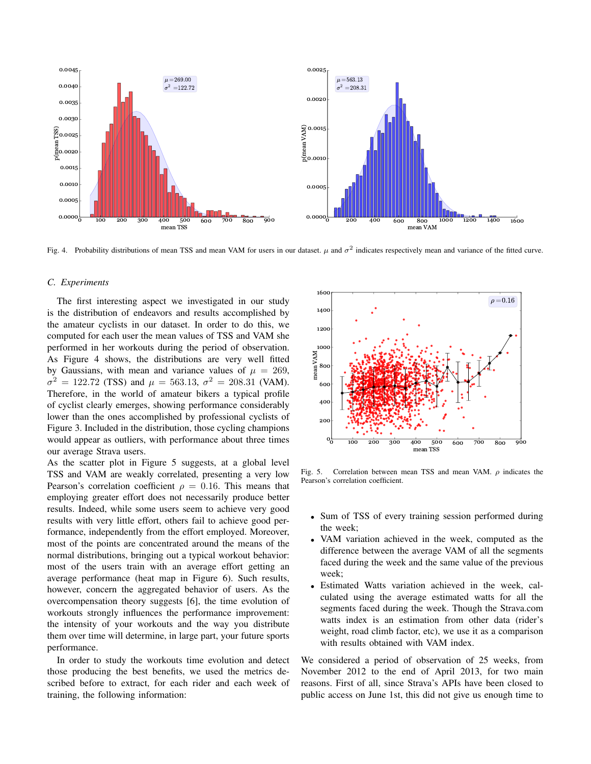Fig. 4. Probability distributions of mean TSS and mean VAM for users in our dataset. $\mu$ and $\sigma^2$ indicates respectively mean and variance of the fitted curve.

### C. Experiments

The first interesting aspect we investigated in our study is the distribution of endeavors and results accomplished by the amateur cyclists in our dataset. In order to do this, we computed for each user the mean values of TSS and VAM she performed in her workouts during the period of observation. As Figure 4 shows, the distributions are very well fitted by Gaussians, with mean and variance values of $\mu = 269$, $\sigma^2 = 122.72$ (TSS) and $\mu = 563.13$, $\sigma^2 = 208.31$ (VAM). Therefore, in the world of amateur bikers a typical profile of cyclist clearly emerges, showing performance considerably lower than the ones accomplished by professional cyclists of Figure 3. Included in the distribution, those cycling champions would appear as outliers, with performance about three times our average Strava users.

As the scatter plot in Figure 5 suggests, at a global level TSS and VAM are weakly correlated, presenting a very low Pearson's correlation coefficient $\rho = 0.16$. This means that employing greater effort does not necessarily produce better results. Indeed, while some users seem to achieve very good results with very little effort, others fail to achieve good performance, independently from the effort employed. Moreover, most of the points are concentrated around the means of the normal distributions, bringing out a typical workout behavior: most of the users train with an average effort getting an average performance (heat map in Figure 6). Such results, however, concern the aggregated behavior of users. As the overcompensation theory suggests [6], the time evolution of workouts strongly influences the performance improvement: the intensity of your workouts and the way you distribute them over time will determine, in large part, your future sports performance.

In order to study the workouts time evolution and detect those producing the best benefits, we used the metrics described before to extract, for each rider and each week of training, the following information:

Fig. 5. Correlation between mean TSS and mean VAM. $\rho$ indicates the Pearson's correlation coefficient.

- Sum of TSS of every training session performed during the week;
- VAM variation achieved in the week, computed as the difference between the average VAM of all the segments faced during the week and the same value of the previous week;
- Estimated Watts variation achieved in the week, calculated using the average estimated watts for all the segments faced during the week. Though the Strava.com watts index is an estimation from other data (rider's weight, road climb factor, etc), we use it as a comparison with results obtained with VAM index.

We considered a period of observation of 25 weeks, from November 2012 to the end of April 2013, for two main reasons. First of all, since Strava's APIs have been closed to public access on June 1st, this did not give us enough time to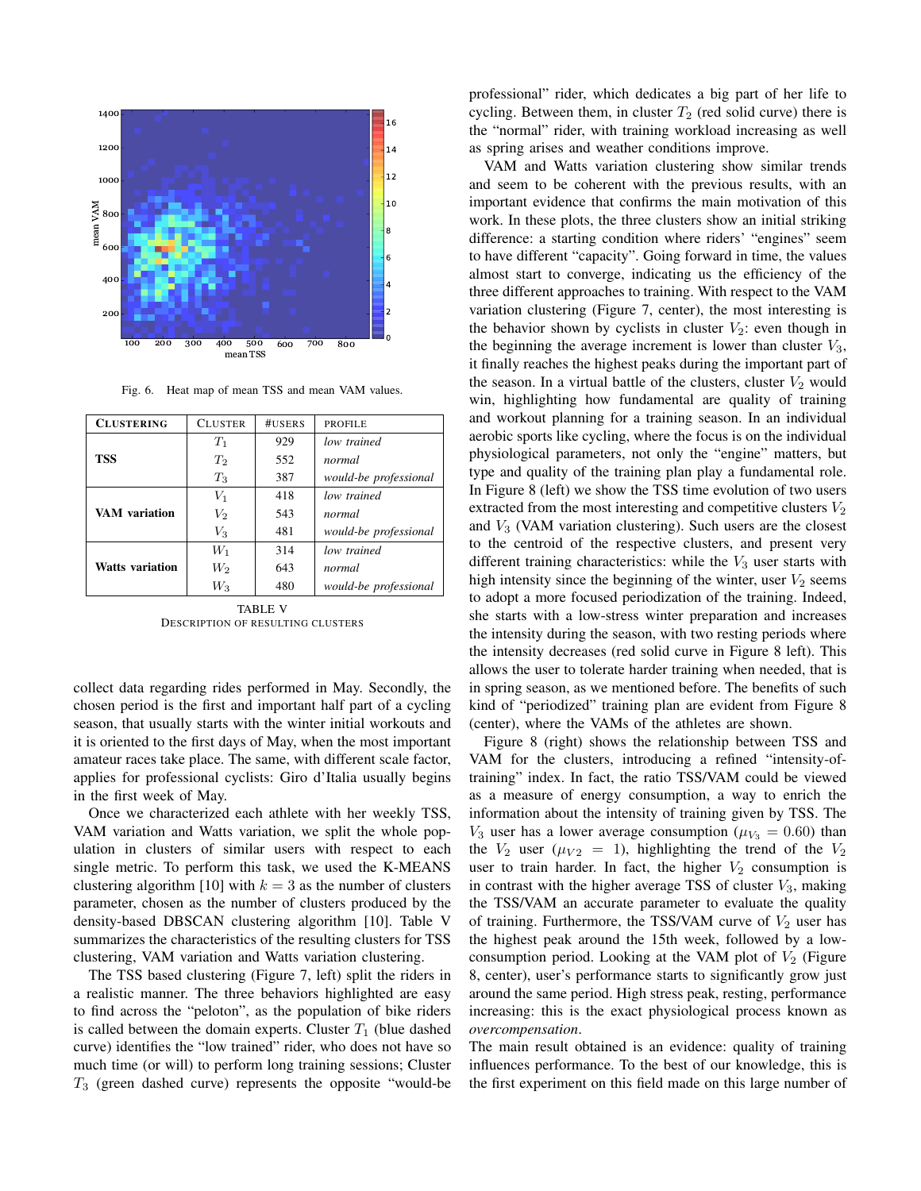Fig. 6. Heat map of mean TSS and mean VAM values.

| CLUSTERING | CLUSTER | #USERS | PROFILE |
|---|---|---|---|
| **TSS** | $T_1$ | 929 | *low trained* |
| | $T_2$ | 552 | *normal* |
| | $T_3$ | 387 | *would-be professional* |
| **VAM variation** | $V_1$ | 418 | *low trained* |
| | $V_2$ | 543 | *normal* |
| | $V_3$ | 481 | *would-be professional* |
| **Watts variation** | $W_1$ | 314 | *low trained* |
| | $W_2$ | 643 | *normal* |
| | $W_3$ | 480 | *would-be professional* |

TABLE V
DESCRIPTION OF RESULTING CLUSTERS

collect data regarding rides performed in May. Secondly, the chosen period is the first and important half part of a cycling season, that usually starts with the winter initial workouts and it is oriented to the first days of May, when the most important amateur races take place. The same, with different scale factor, applies for professional cyclists: Giro d'Italia usually begins in the first week of May.

Once we characterized each athlete with her weekly TSS, VAM variation and Watts variation, we split the whole population in clusters of similar users with respect to each single metric. To perform this task, we used the K-MEANS clustering algorithm [10] with $k = 3$ as the number of clusters parameter, chosen as the number of clusters produced by the density-based DBSCAN clustering algorithm [10]. Table V summarizes the characteristics of the resulting clusters for TSS clustering, VAM variation and Watts variation clustering.

The TSS based clustering (Figure 7, left) split the riders in a realistic manner. The three behaviors highlighted are easy to find across the "peloton", as the population of bike riders is called between the domain experts. Cluster $T_1$ (blue dashed curve) identifies the "low trained" rider, who does not have so much time (or will) to perform long training sessions; Cluster $T_3$ (green dashed curve) represents the opposite "would-be professional" rider, which dedicates a big part of her life to cycling. Between them, in cluster $T_2$ (red solid curve) there is the "normal" rider, with training workload increasing as well as spring arises and weather conditions improve.

VAM and Watts variation clustering show similar trends and seem to be coherent with the previous results, with an important evidence that confirms the main motivation of this work. In these plots, the three clusters show an initial striking difference: a starting condition where riders' "engines" seem to have different "capacity". Going forward in time, the values almost start to converge, indicating us the efficiency of the three different approaches to training. With respect to the VAM variation clustering (Figure 7, center), the most interesting is the behavior shown by cyclists in cluster $V_2$: even though in the beginning the average increment is lower than cluster $V_3$, it finally reaches the highest peaks during the important part of the season. In a virtual battle of the clusters, cluster $V_2$ would win, highlighting how fundamental are quality of training and workout planning for a training season. In an individual aerobic sports like cycling, where the focus is on the individual physiological parameters, not only the "engine" matters, but type and quality of the training plan play a fundamental role. In Figure 8 (left) we show the TSS time evolution of two users extracted from the most interesting and competitive clusters $V_2$ and $V_3$ (VAM variation clustering). Such users are the closest to the centroid of the respective clusters, and present very different training characteristics: while the $V_3$ user starts with high intensity since the beginning of the winter, user $V_2$ seems to adopt a more focused periodization of the training. Indeed, she starts with a low-stress winter preparation and increases the intensity during the season, with two resting periods where the intensity decreases (red solid curve in Figure 8 left). This allows the user to tolerate harder training when needed, that is in spring season, as we mentioned before. The benefits of such kind of "periodized" training plan are evident from Figure 8 (center), where the VAMs of the athletes are shown.

Figure 8 (right) shows the relationship between TSS and VAM for the clusters, introducing a refined "intensity-of-training" index. In fact, the ratio TSS/VAM could be viewed as a measure of energy consumption, a way to enrich the information about the intensity of training given by TSS. The $V_3$ user has a lower average consumption ($\mu_{V_3} = 0.60$) than the $V_2$ user ($\mu_{V2} = 1$), highlighting the trend of the $V_2$ user to train harder. In fact, the higher $V_2$ consumption is in contrast with the higher average TSS of cluster $V_3$, making the TSS/VAM an accurate parameter to evaluate the quality of training. Furthermore, the TSS/VAM curve of $V_2$ user has the highest peak around the 15th week, followed by a low-consumption period. Looking at the VAM plot of $V_2$ (Figure 8, center), user's performance starts to significantly grow just around the same period. High stress peak, resting, performance increasing: this is the exact physiological process known as *overcompensation*.

The main result obtained is an evidence: quality of training influences performance. To the best of our knowledge, this is the first experiment on this field made on this large number of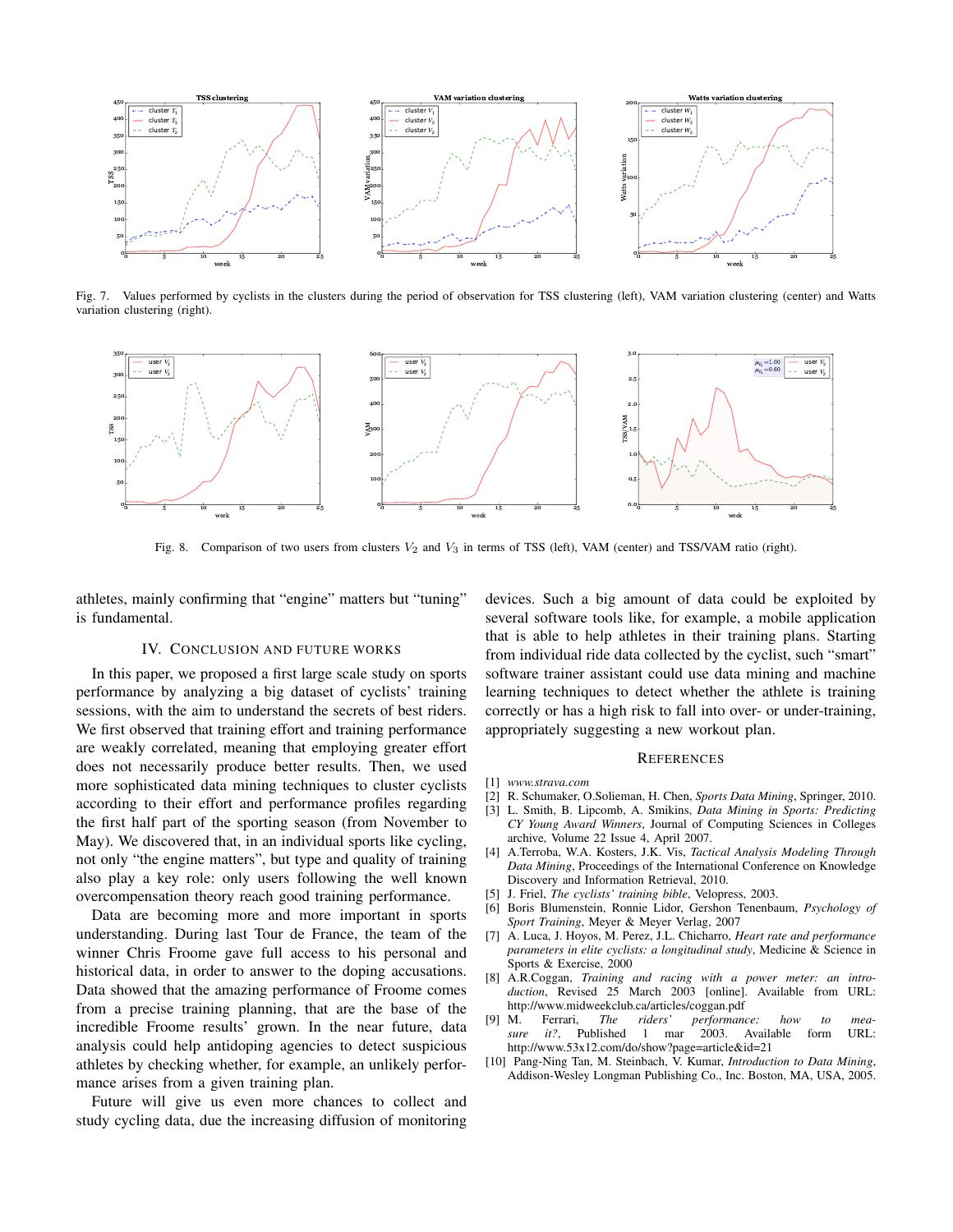TSS clustering

cluster $T_1$
cluster $T_2$
cluster $T_3$

TSS

week

VAM variation clustering

cluster $V_1$
cluster $V_2$
cluster $V_3$

VAM variation

week

Watts variation clustering

cluster $W_1$
cluster $W_2$
cluster $W_3$

Watts variation

week

Fig. 7. Values performed by cyclists in the clusters during the period of observation for TSS clustering (left), VAM variation clustering (center) and Watts variation clustering (right).

user $V_2$
user $V_3$

TSS

week

user $V_2$
user $V_3$

VAM

week

$\mu_{V_2}$=1.00
$\mu_{V_3}$=0.60

user $V_2$
user $V_3$

TSS/VAM

week

Fig. 8. Comparison of two users from clusters $V_2$ and $V_3$ in terms of TSS (left), VAM (center) and TSS/VAM ratio (right).

athletes, mainly confirming that "engine" matters but "tuning" is fundamental.

## IV. Conclusion and Future Works

In this paper, we proposed a first large scale study on sports performance by analyzing a big dataset of cyclists' training sessions, with the aim to understand the secrets of best riders. We first observed that training effort and training performance are weakly correlated, meaning that employing greater effort does not necessarily produce better results. Then, we used more sophisticated data mining techniques to cluster cyclists according to their effort and performance profiles regarding the first half part of the sporting season (from November to May). We discovered that, in an individual sports like cycling, not only "the engine matters", but type and quality of training also play a key role: only users following the well known overcompensation theory reach good training performance.

Data are becoming more and more important in sports understanding. During last Tour de France, the team of the winner Chris Froome gave full access to his personal and historical data, in order to answer to the doping accusations. Data showed that the amazing performance of Froome comes from a precise training planning, that are the base of the incredible Froome results' grown. In the near future, data analysis could help antidoping agencies to detect suspicious athletes by checking whether, for example, an unlikely performance arises from a given training plan.

Future will give us even more chances to collect and study cycling data, due the increasing diffusion of monitoring devices. Such a big amount of data could be exploited by several software tools like, for example, a mobile application that is able to help athletes in their training plans. Starting from individual ride data collected by the cyclist, such "smart" software trainer assistant could use data mining and machine learning techniques to detect whether the athlete is training correctly or has a high risk to fall into over- or under-training, appropriately suggesting a new workout plan.

## References

[1] *www.strava.com*

[2] R. Schumaker, O.Solieman, H. Chen, *Sports Data Mining*, Springer, 2010.

[3] L. Smith, B. Lipcomb, A. Smikins, *Data Mining in Sports: Predicting CY Young Award Winners*, Journal of Computing Sciences in Colleges archive, Volume 22 Issue 4, April 2007.

[4] A.Terroba, W.A. Kosters, J.K. Vis, *Tactical Analysis Modeling Through Data Mining*, Proceedings of the International Conference on Knowledge Discovery and Information Retrieval, 2010.

[5] J. Friel, *The cyclists' training bible*, Velopress, 2003.

[6] Boris Blumenstein, Ronnie Lidor, Gershon Tenenbaum, *Psychology of Sport Training*, Meyer & Meyer Verlag, 2007

[7] A. Luca, J. Hoyos, M. Perez, J.L. Chicharro, *Heart rate and performance parameters in elite cyclists: a longitudinal study*, Medicine & Science in Sports & Exercise, 2000

[8] A.R.Coggan, *Training and racing with a power meter: an introduction*, Revised 25 March 2003 [online]. Available from URL: http://www.midweekclub.ca/articles/coggan.pdf

[9] M. Ferrari, *The riders' performance: how to measure it?*, Published 1 mar 2003. Available form URL: http://www.53x12.com/do/show?page=article&id=21

[10] Pang-Ning Tan, M. Steinbach, V. Kumar, *Introduction to Data Mining*, Addison-Wesley Longman Publishing Co., Inc. Boston, MA, USA, 2005.